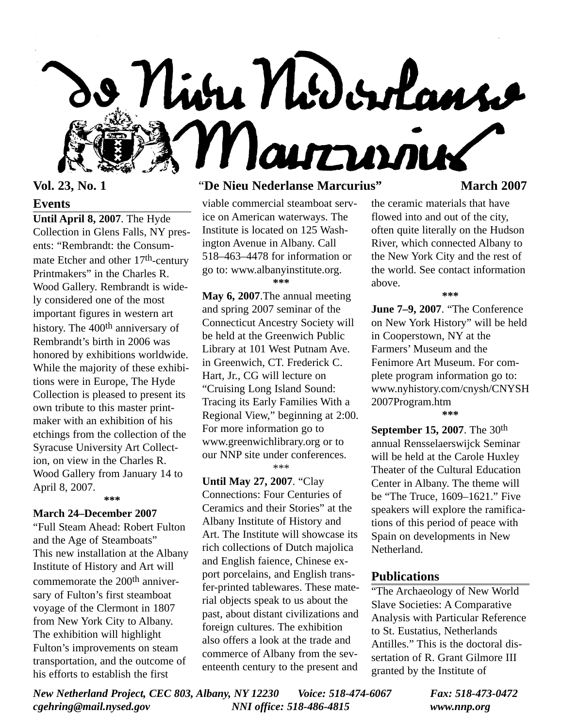# De Nieu Nederlanse Marcurius

**Vol. 23, No. 1** "**De Nieu Nederlanse Marcurius**" **March 2007**

## Events

**Until April 8, 2007**. The Hyde Collection in Glens Falls, NY presents: "Rembrandt: the Consummate Etcher and other 17th-century Printmakers" in the Charles R. Wood Gallery. Rembrandt is widely considered one of the most important figures in western art history. The 400th anniversary of Rembrandt's birth in 2006 was honored by exhibitions worldwide. While the majority of these exhibitions were in Europe, The Hyde Collection is pleased to present its own tribute to this master printmaker with an exhibition of his etchings from the collection of the Syracuse University Art Collection, on view in the Charles R. Wood Gallery from January 14 to April 8, 2007.

\*\*\*

**March 24–December 2007**

"Full Steam Ahead: Robert Fulton and the Age of Steamboats" This new installation at the Albany Institute of History and Art will commemorate the 200th anniversary of Fulton's first steamboat voyage of the Clermont in 1807 from New York City to Albany. The exhibition will highlight Fulton's improvements on steam transportation, and the outcome of his efforts to establish the first viable commercial steamboat service on American waterways. The Institute is located on 125 Washington Avenue in Albany. Call 518–463–4478 for information or go to: www.albanyinstitute.org.

\*\*\*

**May 6, 2007**.The annual meeting and spring 2007 seminar of the Connecticut Ancestry Society will be held at the Greenwich Public Library at 101 West Putnam Ave. in Greenwich, CT. Frederick C. Hart, Jr., CG will lecture on "Cruising Long Island Sound: Tracing its Early Families With a Regional View," beginning at 2:00. For more information go to www.greenwichlibrary.org or to our NNP site under conferences.

\*\*\*

**Until May 27, 2007**. "Clay Connections: Four Centuries of Ceramics and their Stories" at the Albany Institute of History and Art. The Institute will showcase its rich collections of Dutch majolica and English faience, Chinese export porcelains, and English transfer-printed tablewares. These material objects speak to us about the past, about distant civilizations and foreign cultures. The exhibition also offers a look at the trade and commerce of Albany from the seventeenth century to the present and the ceramic materials that have flowed into and out of the city, often quite literally on the Hudson River, which connected Albany to the New York City and the rest of the world. See contact information above.

\*\*\*

**June 7–9, 2007**. "The Conference on New York History" will be held in Cooperstown, NY at the Farmers' Museum and the Fenimore Art Museum. For complete program information go to: www.nyhistory.com/cnysh/CNYSH2007Program.htm

\*\*\*

**September 15, 2007**. The 30th annual Rensselaerswijck Seminar will be held at the Carole Huxley Theater of the Cultural Education Center in Albany. The theme will be "The Truce, 1609–1621." Five speakers will explore the ramifications of this period of peace with Spain on developments in New Netherland.

## Publications

"The Archaeology of New World Slave Societies: A Comparative Analysis with Particular Reference to St. Eustatius, Netherlands Antilles." This is the doctoral dissertation of R. Grant Gilmore III granted by the Institute of

*New Netherland Project, CEC 803, Albany, NY 12230 Voice: 518-474-6067 Fax: 518-473-0472*
*cgehring@mail.nysed.gov NNI office: 518-486-4815 www.nnp.org*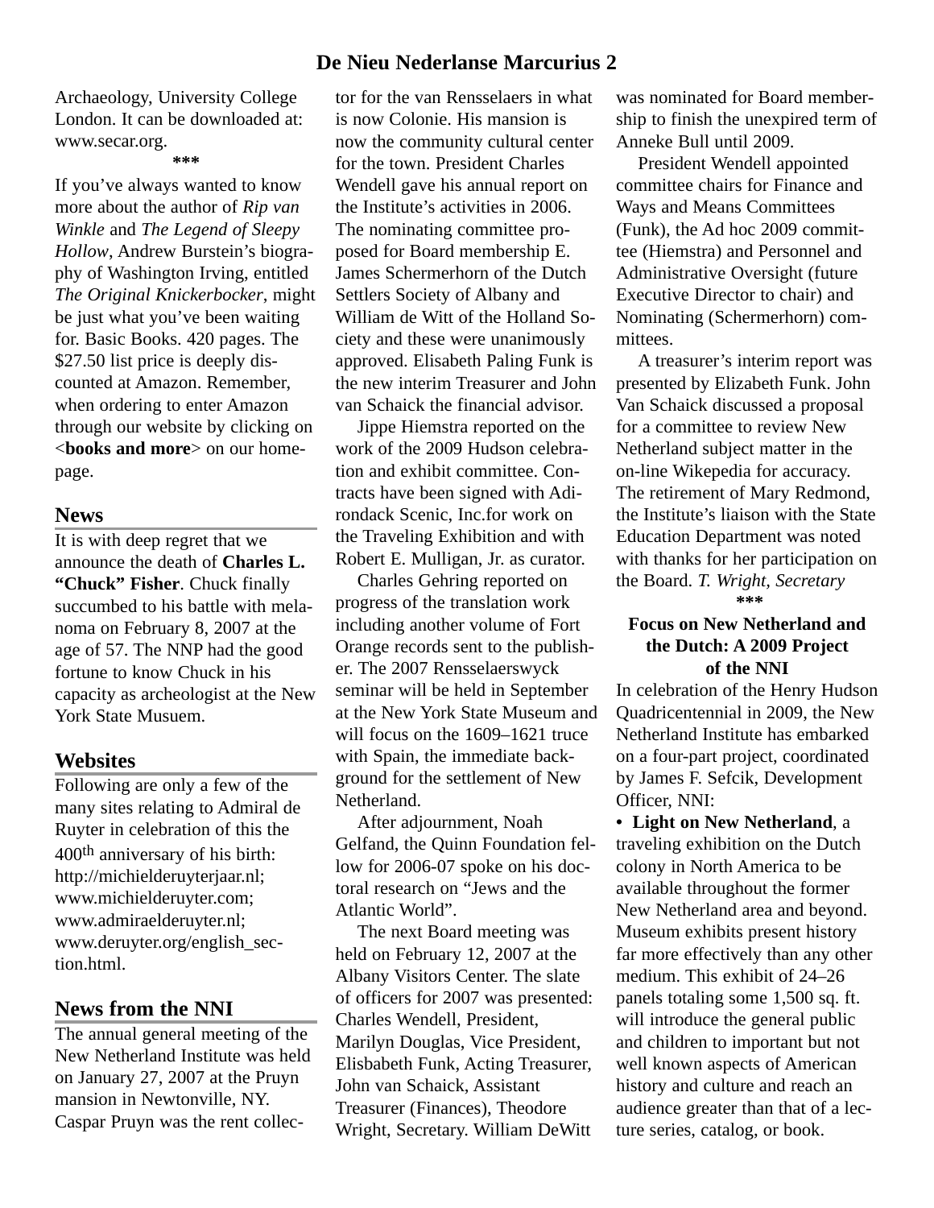Archaeology, University College London. It can be downloaded at: www.secar.org.

\*\*\*

If you've always wanted to know more about the author of *Rip van Winkle* and *The Legend of Sleepy Hollow*, Andrew Burstein's biography of Washington Irving, entitled *The Original Knickerbocker*, might be just what you've been waiting for. Basic Books. 420 pages. The $27.50 list price is deeply discounted at Amazon. Remember, when ordering to enter Amazon through our website by clicking on <**books and more**> on our homepage.

## News

It is with deep regret that we announce the death of **Charles L. "Chuck" Fisher**. Chuck finally succumbed to his battle with melanoma on February 8, 2007 at the age of 57. The NNP had the good fortune to know Chuck in his capacity as archeologist at the New York State Musuem.

## Websites

Following are only a few of the many sites relating to Admiral de Ruyter in celebration of this the 400th anniversary of his birth: http://michielderuyterjaar.nl; www.michielderuyter.com; www.admiraelderuyter.nl; www.deruyter.org/english_section.html.

## News from the NNI

The annual general meeting of the New Netherland Institute was held on January 27, 2007 at the Pruyn mansion in Newtonville, NY. Caspar Pruyn was the rent collector for the van Rensselaers in what is now Colonie. His mansion is now the community cultural center for the town. President Charles Wendell gave his annual report on the Institute's activities in 2006. The nominating committee proposed for Board membership E. James Schermerhorn of the Dutch Settlers Society of Albany and William de Witt of the Holland Society and these were unanimously approved. Elisabeth Paling Funk is the new interim Treasurer and John van Schaick the financial advisor.

Jippe Hiemstra reported on the work of the 2009 Hudson celebration and exhibit committee. Contracts have been signed with Adirondack Scenic, Inc.for work on the Traveling Exhibition and with Robert E. Mulligan, Jr. as curator.

Charles Gehring reported on progress of the translation work including another volume of Fort Orange records sent to the publisher. The 2007 Rensselaerswyck seminar will be held in September at the New York State Museum and will focus on the 1609–1621 truce with Spain, the immediate background for the settlement of New Netherland.

After adjournment, Noah Gelfand, the Quinn Foundation fellow for 2006-07 spoke on his doctoral research on "Jews and the Atlantic World".

The next Board meeting was held on February 12, 2007 at the Albany Visitors Center. The slate of officers for 2007 was presented: Charles Wendell, President, Marilyn Douglas, Vice President, Elisbabeth Funk, Acting Treasurer, John van Schaick, Assistant Treasurer (Finances), Theodore Wright, Secretary. William DeWitt was nominated for Board membership to finish the unexpired term of Anneke Bull until 2009.

President Wendell appointed committee chairs for Finance and Ways and Means Committees (Funk), the Ad hoc 2009 committee (Hiemstra) and Personnel and Administrative Oversight (future Executive Director to chair) and Nominating (Schermerhorn) committees.

A treasurer's interim report was presented by Elizabeth Funk. John Van Schaick discussed a proposal for a committee to review New Netherland subject matter in the on-line Wikepedia for accuracy. The retirement of Mary Redmond, the Institute's liaison with the State Education Department was noted with thanks for her participation on the Board. *T. Wright, Secretary*

\*\*\*

### Focus on New Netherland and the Dutch: A 2009 Project of the NNI

In celebration of the Henry Hudson Quadricentennial in 2009, the New Netherland Institute has embarked on a four-part project, coordinated by James F. Sefcik, Development Officer, NNI:

- **Light on New Netherland**, a traveling exhibition on the Dutch colony in North America to be available throughout the former New Netherland area and beyond. Museum exhibits present history far more effectively than any other medium. This exhibit of 24–26 panels totaling some 1,500 sq. ft. will introduce the general public and children to important but not well known aspects of American history and culture and reach an audience greater than that of a lecture series, catalog, or book.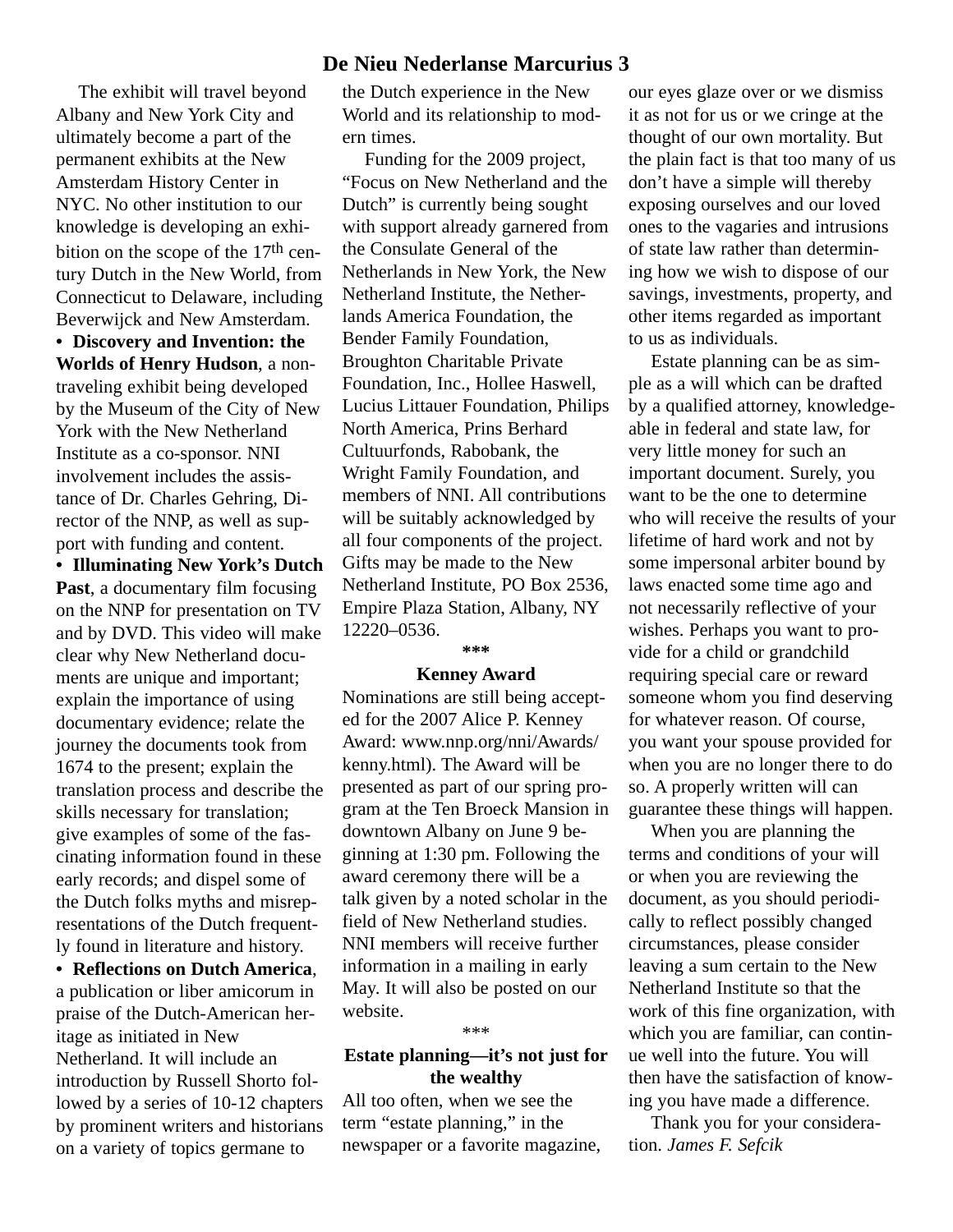The exhibit will travel beyond Albany and New York City and ultimately become a part of the permanent exhibits at the New Amsterdam History Center in NYC. No other institution to our knowledge is developing an exhibition on the scope of the 17th century Dutch in the New World, from Connecticut to Delaware, including Beverwijck and New Amsterdam.

- **Discovery and Invention: the Worlds of Henry Hudson**, a non-traveling exhibit being developed by the Museum of the City of New York with the New Netherland Institute as a co-sponsor. NNI involvement includes the assistance of Dr. Charles Gehring, Director of the NNP, as well as support with funding and content.
- **Illuminating New York's Dutch Past**, a documentary film focusing on the NNP for presentation on TV and by DVD. This video will make clear why New Netherland documents are unique and important; explain the importance of using documentary evidence; relate the journey the documents took from 1674 to the present; explain the translation process and describe the skills necessary for translation; give examples of some of the fascinating information found in these early records; and dispel some of the Dutch folks myths and misrepresentations of the Dutch frequently found in literature and history.
- **Reflections on Dutch America**, a publication or liber amicorum in praise of the Dutch-American heritage as initiated in New Netherland. It will include an introduction by Russell Shorto followed by a series of 10-12 chapters by prominent writers and historians on a variety of topics germane to the Dutch experience in the New World and its relationship to modern times.

Funding for the 2009 project, "Focus on New Netherland and the Dutch" is currently being sought with support already garnered from the Consulate General of the Netherlands in New York, the New Netherland Institute, the Netherlands America Foundation, the Bender Family Foundation, Broughton Charitable Private Foundation, Inc., Hollee Haswell, Lucius Littauer Foundation, Philips North America, Prins Berhard Cultuurfonds, Rabobank, the Wright Family Foundation, and members of NNI. All contributions will be suitably acknowledged by all four components of the project. Gifts may be made to the New Netherland Institute, PO Box 2536, Empire Plaza Station, Albany, NY 12220–0536.

***

### Kenney Award

Nominations are still being accepted for the 2007 Alice P. Kenney Award: www.nnp.org/nni/Awards/kenny.html). The Award will be presented as part of our spring program at the Ten Broeck Mansion in downtown Albany on June 9 beginning at 1:30 pm. Following the award ceremony there will be a talk given by a noted scholar in the field of New Netherland studies. NNI members will receive further information in a mailing in early May. It will also be posted on our website.

***

### Estate planning—it's not just for the wealthy

All too often, when we see the term "estate planning," in the newspaper or a favorite magazine, our eyes glaze over or we dismiss it as not for us or we cringe at the thought of our own mortality. But the plain fact is that too many of us don't have a simple will thereby exposing ourselves and our loved ones to the vagaries and intrusions of state law rather than determining how we wish to dispose of our savings, investments, property, and other items regarded as important to us as individuals.

Estate planning can be as simple as a will which can be drafted by a qualified attorney, knowledgeable in federal and state law, for very little money for such an important document. Surely, you want to be the one to determine who will receive the results of your lifetime of hard work and not by some impersonal arbiter bound by laws enacted some time ago and not necessarily reflective of your wishes. Perhaps you want to provide for a child or grandchild requiring special care or reward someone whom you find deserving for whatever reason. Of course, you want your spouse provided for when you are no longer there to do so. A properly written will can guarantee these things will happen.

When you are planning the terms and conditions of your will or when you are reviewing the document, as you should periodically to reflect possibly changed circumstances, please consider leaving a sum certain to the New Netherland Institute so that the work of this fine organization, with which you are familiar, can continue well into the future. You will then have the satisfaction of knowing you have made a difference.

Thank you for your consideration. *James F. Sefcik*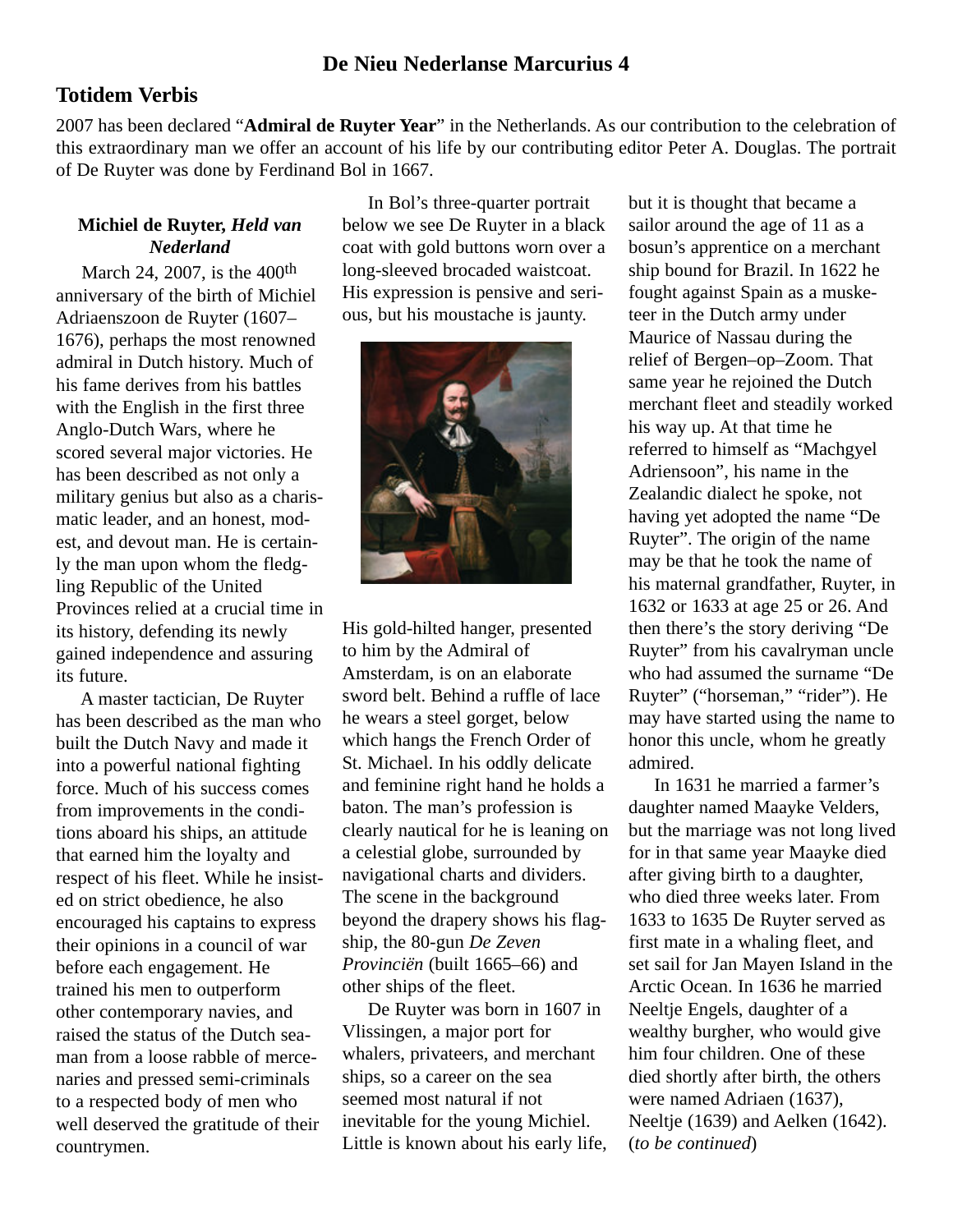## Totidem Verbis

2007 has been declared "**Admiral de Ruyter Year**" in the Netherlands. As our contribution to the celebration of this extraordinary man we offer an account of his life by our contributing editor Peter A. Douglas. The portrait of De Ruyter was done by Ferdinand Bol in 1667.

### Michiel de Ruyter, *Held van Nederland*

March 24, 2007, is the 400th anniversary of the birth of Michiel Adriaenszoon de Ruyter (1607–1676), perhaps the most renowned admiral in Dutch history. Much of his fame derives from his battles with the English in the first three Anglo-Dutch Wars, where he scored several major victories. He has been described as not only a military genius but also as a charismatic leader, and an honest, modest, and devout man. He is certainly the man upon whom the fledgling Republic of the United Provinces relied at a crucial time in its history, defending its newly gained independence and assuring its future.

A master tactician, De Ruyter has been described as the man who built the Dutch Navy and made it into a powerful national fighting force. Much of his success comes from improvements in the conditions aboard his ships, an attitude that earned him the loyalty and respect of his fleet. While he insisted on strict obedience, he also encouraged his captains to express their opinions in a council of war before each engagement. He trained his men to outperform other contemporary navies, and raised the status of the Dutch seaman from a loose rabble of mercenaries and pressed semi-criminals to a respected body of men who well deserved the gratitude of their countrymen.

In Bol's three-quarter portrait below we see De Ruyter in a black coat with gold buttons worn over a long-sleeved brocaded waistcoat. His expression is pensive and serious, but his moustache is jaunty.

His gold-hilted hanger, presented to him by the Admiral of Amsterdam, is on an elaborate sword belt. Behind a ruffle of lace he wears a steel gorget, below which hangs the French Order of St. Michael. In his oddly delicate and feminine right hand he holds a baton. The man's profession is clearly nautical for he is leaning on a celestial globe, surrounded by navigational charts and dividers. The scene in the background beyond the drapery shows his flagship, the 80-gun *De Zeven Provinciën* (built 1665–66) and other ships of the fleet.

De Ruyter was born in 1607 in Vlissingen, a major port for whalers, privateers, and merchant ships, so a career on the sea seemed most natural if not inevitable for the young Michiel. Little is known about his early life, but it is thought that became a sailor around the age of 11 as a bosun's apprentice on a merchant ship bound for Brazil. In 1622 he fought against Spain as a musketeer in the Dutch army under Maurice of Nassau during the relief of Bergen–op–Zoom. That same year he rejoined the Dutch merchant fleet and steadily worked his way up. At that time he referred to himself as "Machgyel Adriensoon", his name in the Zealandic dialect he spoke, not having yet adopted the name "De Ruyter". The origin of the name may be that he took the name of his maternal grandfather, Ruyter, in 1632 or 1633 at age 25 or 26. And then there's the story deriving "De Ruyter" from his cavalryman uncle who had assumed the surname "De Ruyter" ("horseman," "rider"). He may have started using the name to honor this uncle, whom he greatly admired.

In 1631 he married a farmer's daughter named Maayke Velders, but the marriage was not long lived for in that same year Maayke died after giving birth to a daughter, who died three weeks later. From 1633 to 1635 De Ruyter served as first mate in a whaling fleet, and set sail for Jan Mayen Island in the Arctic Ocean. In 1636 he married Neeltje Engels, daughter of a wealthy burgher, who would give him four children. One of these died shortly after birth, the others were named Adriaen (1637), Neeltje (1639) and Aelken (1642). (*to be continued*)